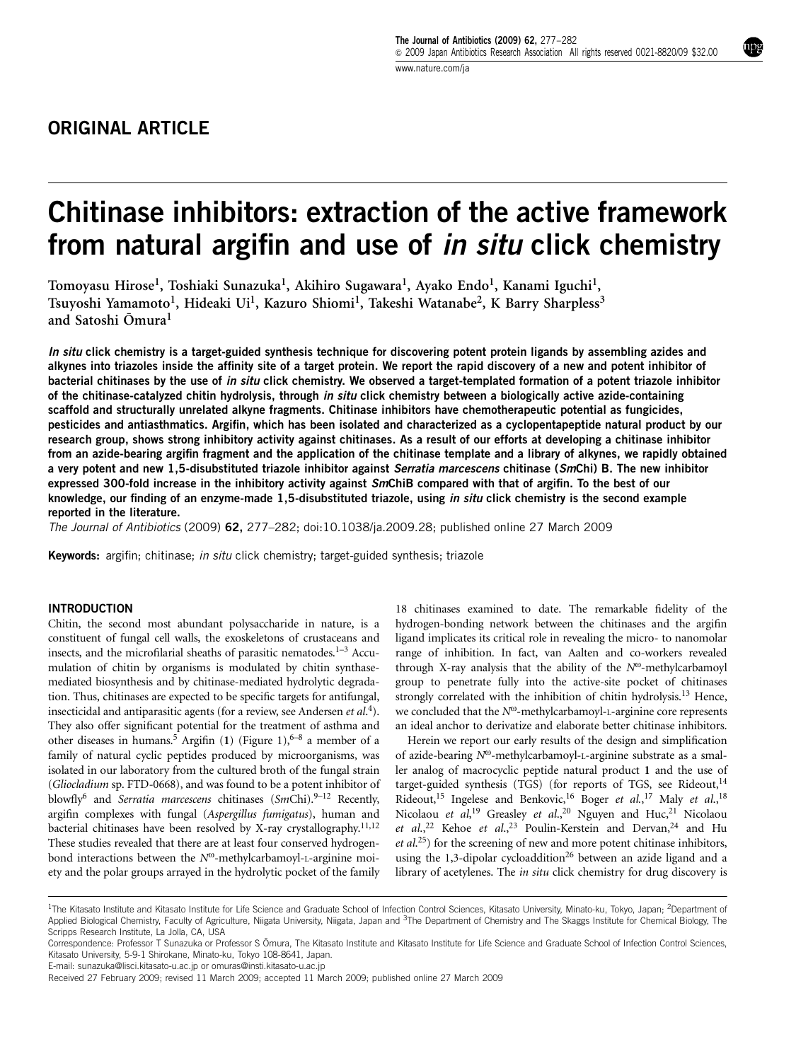ORIGINAL ARTICLE

# Chitinase inhibitors: extraction of the active framework from natural argifin and use of *in situ* click chemistry

Tomoyasu Hirose[1], Toshiaki Sunazuka[1], Akihiro Sugawara[1], Ayako Endo[1], Kanami Iguchi[1], Tsuyoshi Yamamoto[1], Hideaki Ui[1], Kazuro Shiomi[1], Takeshi Watanabe[2], K Barry Sharpless[3] and Satoshi Ōmura[1]

***In situ*** **click chemistry is a target-guided synthesis technique for discovering potent protein ligands by assembling azides and alkynes into triazoles inside the affinity site of a target protein. We report the rapid discovery of a new and potent inhibitor of bacterial chitinases by the use of** ***in situ*** **click chemistry. We observed a target-templated formation of a potent triazole inhibitor of the chitinase-catalyzed chitin hydrolysis, through** ***in situ*** **click chemistry between a biologically active azide-containing scaffold and structurally unrelated alkyne fragments. Chitinase inhibitors have chemotherapeutic potential as fungicides, pesticides and antiasthmatics. Argifin, which has been isolated and characterized as a cyclopentapeptide natural product by our research group, shows strong inhibitory activity against chitinases. As a result of our efforts at developing a chitinase inhibitor from an azide-bearing argifin fragment and the application of the chitinase template and a library of alkynes, we rapidly obtained a very potent and new 1,5-disubstituted triazole inhibitor against** ***Serratia marcescens*** **chitinase (*****Sm*****Chi) B. The new inhibitor expressed 300-fold increase in the inhibitory activity against** ***Sm*****ChiB compared with that of argifin. To the best of our knowledge, our finding of an enzyme-made 1,5-disubstituted triazole, using** ***in situ*** **click chemistry is the second example reported in the literature.**

*The Journal of Antibiotics* (2009) **62,** 277–282; doi:10.1038/ja.2009.28; published online 27 March 2009

**Keywords:** argifin; chitinase; *in situ* click chemistry; target-guided synthesis; triazole

## INTRODUCTION

Chitin, the second most abundant polysaccharide in nature, is a constituent of fungal cell walls, the exoskeletons of crustaceans and insects, and the microfilarial sheaths of parasitic nematodes.[1–3] Accumulation of chitin by organisms is modulated by chitin synthase-mediated biosynthesis and by chitinase-mediated hydrolytic degradation. Thus, chitinases are expected to be specific targets for antifungal, insecticidal and antiparasitic agents (for a review, see Andersen *et al.*[4]). They also offer significant potential for the treatment of asthma and other diseases in humans.[5] Argifin (**1**) (Figure 1),[6–8] a member of a family of natural cyclic peptides produced by microorganisms, was isolated in our laboratory from the cultured broth of the fungal strain (*Gliocladium* sp. FTD-0668), and was found to be a potent inhibitor of blowfly[6] and *Serratia marcescens* chitinases (*Sm*Chi).[9–12] Recently, argifin complexes with fungal (*Aspergillus fumigatus*), human and bacterial chitinases have been resolved by X-ray crystallography.[11,12] These studies revealed that there are at least four conserved hydrogen-bond interactions between the $N^{\omega}$-methylcarbamoyl-L-arginine moiety and the polar groups arrayed in the hydrolytic pocket of the family 18 chitinases examined to date. The remarkable fidelity of the hydrogen-bonding network between the chitinases and the argifin ligand implicates its critical role in revealing the micro- to nanomolar range of inhibition. In fact, van Aalten and co-workers revealed through X-ray analysis that the ability of the $N^{\omega}$-methylcarbamoyl group to penetrate fully into the active-site pocket of chitinases strongly correlated with the inhibition of chitin hydrolysis.[13] Hence, we concluded that the $N^{\omega}$-methylcarbamoyl-L-arginine core represents an ideal anchor to derivatize and elaborate better chitinase inhibitors.

Herein we report our early results of the design and simplification of azide-bearing $N^{\omega}$-methylcarbamoyl-L-arginine substrate as a smaller analog of macrocyclic peptide natural product **1** and the use of target-guided synthesis (TGS) (for reports of TGS, see Rideout,[14] Rideout,[15] Ingelese and Benkovic,[16] Boger *et al.*,[17] Maly *et al.*,[18] Nicolaou *et al*,[19] Greasley *et al.*,[20] Nguyen and Huc,[21] Nicolaou *et al.*,[22] Kehoe *et al.*,[23] Poulin-Kerstein and Dervan,[24] and Hu *et al.*[25]) for the screening of new and more potent chitinase inhibitors, using the 1,3-dipolar cycloaddition[26] between an azide ligand and a library of acetylenes. The *in situ* click chemistry for drug discovery is

[1]The Kitasato Institute and Kitasato Institute for Life Science and Graduate School of Infection Control Sciences, Kitasato University, Minato-ku, Tokyo, Japan; [2]Department of Applied Biological Chemistry, Faculty of Agriculture, Niigata University, Niigata, Japan and [3]The Department of Chemistry and The Skaggs Institute for Chemical Biology, The Scripps Research Institute, La Jolla, CA, USA

Correspondence: Professor T Sunazuka or Professor S Ōmura, The Kitasato Institute and Kitasato Institute for Life Science and Graduate School of Infection Control Sciences, Kitasato University, 5-9-1 Shirokane, Minato-ku, Tokyo 108-8641, Japan.

E-mail: sunazuka@lisci.kitasato-u.ac.jp or omuras@insti.kitasato-u.ac.jp

Received 27 February 2009; revised 11 March 2009; accepted 11 March 2009; published online 27 March 2009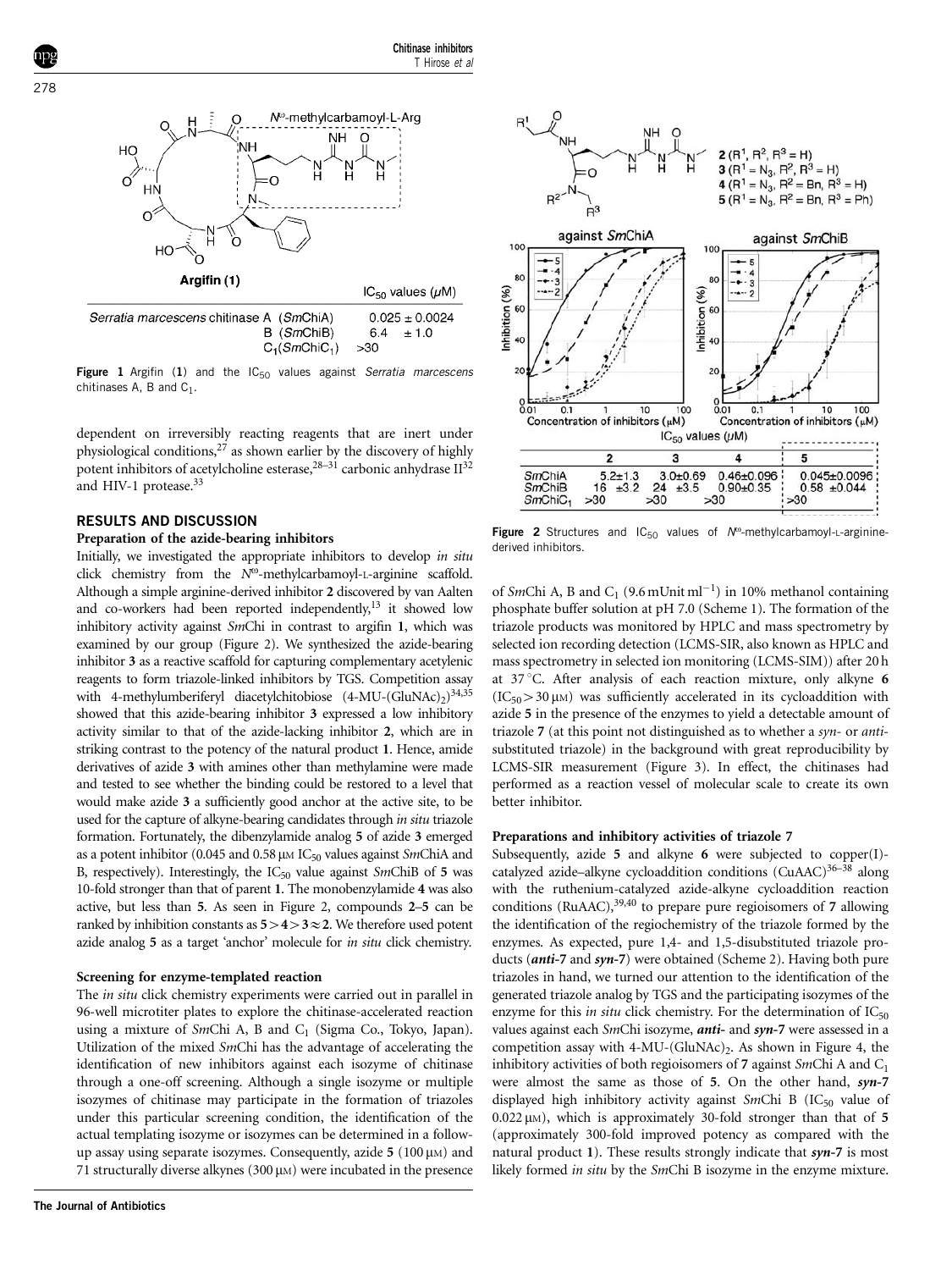Figure 1 Argifin (1) and the $IC_{50}$ values against *Serratia marcescens* chitinases A, B and $C_1$.

| | $IC_{50}$ values ($\mu$M) |
|---|---|
| *Serratia marcescens* chitinase A (*Sm*ChiA) | 0.025 ± 0.0024 |
| B (*Sm*ChiB) | 6.4 ± 1.0 |
| $C_1$(*Sm*Chi$C_1$) | >30 |

dependent on irreversibly reacting reagents that are inert under physiological conditions,[27] as shown earlier by the discovery of highly potent inhibitors of acetylcholine esterase,[28–31] carbonic anhydrase II[32] and HIV-1 protease.[33]

## RESULTS AND DISCUSSION

### Preparation of the azide-bearing inhibitors

Initially, we investigated the appropriate inhibitors to develop *in situ* click chemistry from the $N^{\omega}$-methylcarbamoyl-L-arginine scaffold. Although a simple arginine-derived inhibitor **2** discovered by van Aalten and co-workers had been reported independently,[13] it showed low inhibitory activity against *Sm*Chi in contrast to argifin **1**, which was examined by our group (Figure 2). We synthesized the azide-bearing inhibitor **3** as a reactive scaffold for capturing complementary acetylenic reagents to form triazole-linked inhibitors by TGS. Competition assay with 4-methylumberiferyl diacetylchitobiose (4-MU-$(GluNAc)_2$)[34,35] showed that this azide-bearing inhibitor **3** expressed a low inhibitory activity similar to that of the azide-lacking inhibitor **2**, which are in striking contrast to the potency of the natural product **1**. Hence, amide derivatives of azide **3** with amines other than methylamine were made and tested to see whether the binding could be restored to a level that would make azide **3** a sufficiently good anchor at the active site, to be used for the capture of alkyne-bearing candidates through *in situ* triazole formation. Fortunately, the dibenzylamide analog **5** of azide **3** emerged as a potent inhibitor (0.045 and 0.58 $\mu$M $IC_{50}$ values against *Sm*ChiA and B, respectively). Interestingly, the $IC_{50}$ value against *Sm*ChiB of **5** was 10-fold stronger than that of parent **1**. The monobenzylamide **4** was also active, but less than **5**. As seen in Figure 2, compounds **2**–**5** can be ranked by inhibition constants as **5** > **4** > **3** ≈ **2**. We therefore used potent azide analog **5** as a target 'anchor' molecule for *in situ* click chemistry.

### Screening for enzyme-templated reaction

The *in situ* click chemistry experiments were carried out in parallel in 96-well microtiter plates to explore the chitinase-accelerated reaction using a mixture of *Sm*Chi A, B and $C_1$ (Sigma Co., Tokyo, Japan). Utilization of the mixed *Sm*Chi has the advantage of accelerating the identification of new inhibitors against each isozyme of chitinase through a one-off screening. Although a single isozyme or multiple isozymes of chitinase may participate in the formation of triazoles under this particular screening condition, the identification of the actual templating isozyme or isozymes can be determined in a follow-up assay using separate isozymes. Consequently, azide **5** (100 $\mu$M) and 71 structurally diverse alkynes (300 $\mu$M) were incubated in the presence of *Sm*Chi A, B and $C_1$ (9.6 mUnit $ml^{-1}$) in 10% methanol containing phosphate buffer solution at pH 7.0 (Scheme 1). The formation of the triazole products was monitored by HPLC and mass spectrometry by selected ion recording detection (LCMS-SIR, also known as HPLC and mass spectrometry in selected ion monitoring (LCMS-SIM)) after 20 h at 37 °C. After analysis of each reaction mixture, only alkyne **6** ($IC_{50}$ > 30 $\mu$M) was sufficiently accelerated in its cycloaddition with azide **5** in the presence of the enzymes to yield a detectable amount of triazole **7** (at this point not distinguished as to whether a *syn*- or *anti*-substituted triazole) in the background with great reproducibility by LCMS-SIR measurement (Figure 3). In effect, the chitinases had performed as a reaction vessel of molecular scale to create its own better inhibitor.

2 ($R^1$, $R^2$, $R^3$ = H)
3 ($R^1$ = $N_3$, $R^2$, $R^3$ = H)
4 ($R^1$ = $N_3$, $R^2$ = Bn, $R^3$ = H)
5 ($R^1$ = $N_3$, $R^2$ = Bn, $R^3$ = Ph)

$IC_{50}$ values ($\mu$M)

| | 2 | 3 | 4 | 5 |
|---|---|---|---|---|
| *Sm*ChiA | 5.2±1.3 | 3.0±0.69 | 0.46±0.096 | 0.045±0.0096 |
| *Sm*ChiB | 16 ±3.2 | 24 ±3.5 | 0.90±0.35 | 0.58 ±0.044 |
| *Sm*Chi$C_1$ | >30 | >30 | >30 | >30 |

Figure 2 Structures and $IC_{50}$ values of $N^{\omega}$-methylcarbamoyl-L-arginine-derived inhibitors.

### Preparations and inhibitory activities of triazole 7

Subsequently, azide **5** and alkyne **6** were subjected to copper(I)-catalyzed azide–alkyne cycloaddition conditions (CuAAC)[36–38] along with the ruthenium-catalyzed azide-alkyne cycloaddition reaction conditions (RuAAC),[39,40] to prepare pure regioisomers of **7** allowing the identification of the regiochemistry of the triazole formed by the enzymes. As expected, pure 1,4- and 1,5-disubstituted triazole products (***anti*-7** and ***syn*-7**) were obtained (Scheme 2). Having both pure triazoles in hand, we turned our attention to the identification of the generated triazole analog by TGS and the participating isozymes of the enzyme for this *in situ* click chemistry. For the determination of $IC_{50}$ values against each *Sm*Chi isozyme, ***anti*-** and ***syn*-7** were assessed in a competition assay with 4-MU-$(GluNAc)_2$. As shown in Figure 4, the inhibitory activities of both regioisomers of **7** against *Sm*Chi A and $C_1$ were almost the same as those of **5**. On the other hand, ***syn*-7** displayed high inhibitory activity against *Sm*Chi B ($IC_{50}$ value of 0.022 $\mu$M), which is approximately 30-fold stronger than that of **5** (approximately 300-fold improved potency as compared with the natural product **1**). These results strongly indicate that ***syn*-7** is most likely formed *in situ* by the *Sm*Chi B isozyme in the enzyme mixture.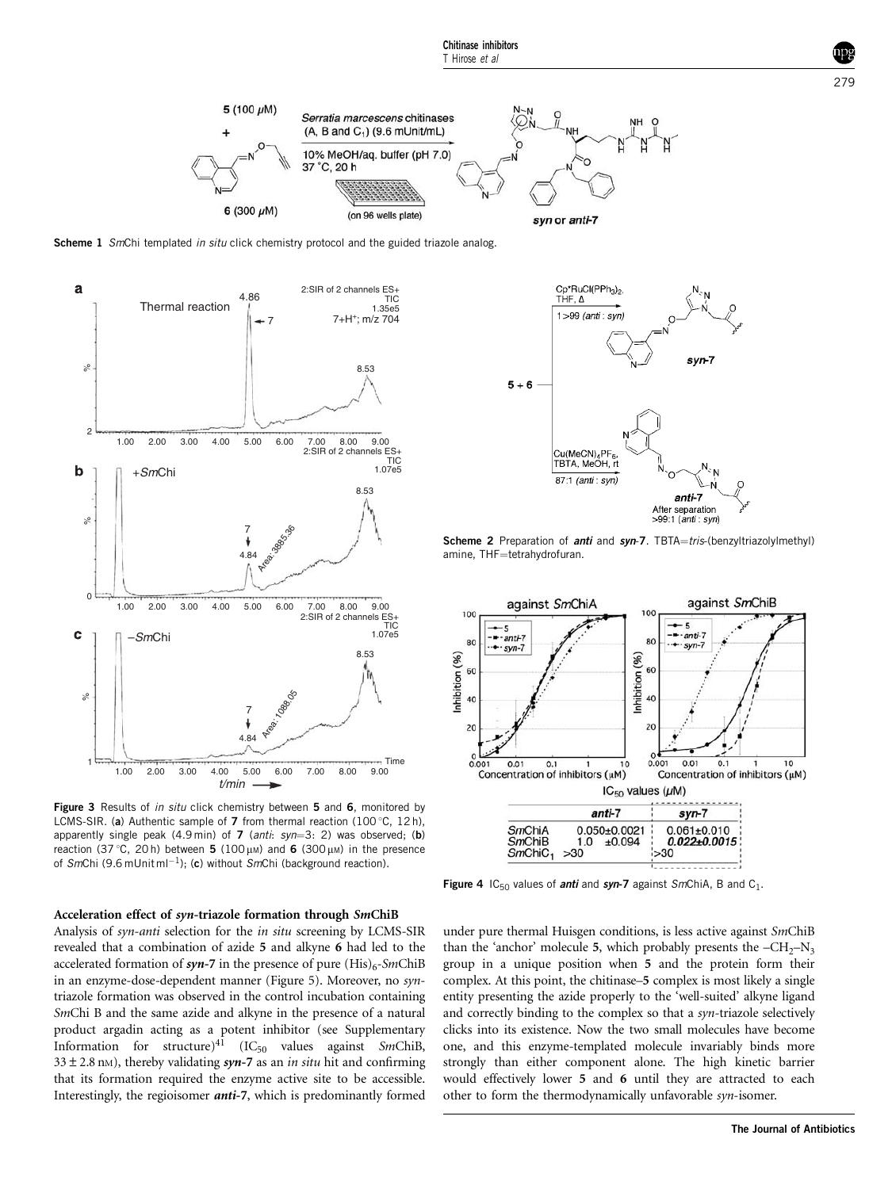**Scheme 1** *Sm*Chi templated *in situ* click chemistry protocol and the guided triazole analog.

**Scheme 2** Preparation of ***anti*** and ***syn*-7**. TBTA=*tris*-(benzyltriazolylmethyl) amine, THF=tetrahydrofuran.

**Figure 3** Results of *in situ* click chemistry between **5** and **6**, monitored by LCMS-SIR. (**a**) Authentic sample of **7** from thermal reaction (100 °C, 12 h), apparently single peak (4.9 min) of **7** (*anti*: *syn*=3: 2) was observed; (**b**) reaction (37 °C, 20 h) between **5** (100 μM) and **6** (300 μM) in the presence of *Sm*Chi (9.6 mUnit ml$^{-1}$); (**c**) without *Sm*Chi (background reaction).

IC$_{50}$ values (μM)

| | *anti*-7 | *syn*-7 |
|---|---|---|
| *Sm*ChiA | 0.050±0.0021 | 0.061±0.010 |
| *Sm*ChiB | 1.0 ±0.094 | **0.022±0.0015** |
| *Sm*ChiC$_1$ | >30 | >30 |

**Figure 4** IC$_{50}$ values of ***anti*** and ***syn*-7** against *Sm*ChiA, B and C$_1$.

### Acceleration effect of *syn*-triazole formation through *Sm*ChiB

Analysis of *syn-anti* selection for the *in situ* screening by LCMS-SIR revealed that a combination of azide **5** and alkyne **6** had led to the accelerated formation of ***syn*-7** in the presence of pure (His)$_6$-*Sm*ChiB in an enzyme-dose-dependent manner (Figure 5). Moreover, no *syn*-triazole formation was observed in the control incubation containing *Sm*Chi B and the same azide and alkyne in the presence of a natural product argadin acting as a potent inhibitor (see Supplementary Information for structure)[41] (IC$_{50}$ values against *Sm*ChiB, 33 ± 2.8 nM), thereby validating ***syn*-7** as an *in situ* hit and confirming that its formation required the enzyme active site to be accessible. Interestingly, the regioisomer ***anti*-7**, which is predominantly formed under pure thermal Huisgen conditions, is less active against *Sm*ChiB than the 'anchor' molecule **5**, which probably presents the $-CH_2-N_3$ group in a unique position when **5** and the protein form their complex. At this point, the chitinase–**5** complex is most likely a single entity presenting the azide properly to the 'well-suited' alkyne ligand and correctly binding to the complex so that a *syn*-triazole selectively clicks into its existence. Now the two small molecules have become one, and this enzyme-templated molecule invariably binds more strongly than either component alone. The high kinetic barrier would effectively lower **5** and **6** until they are attracted to each other to form the thermodynamically unfavorable *syn*-isomer.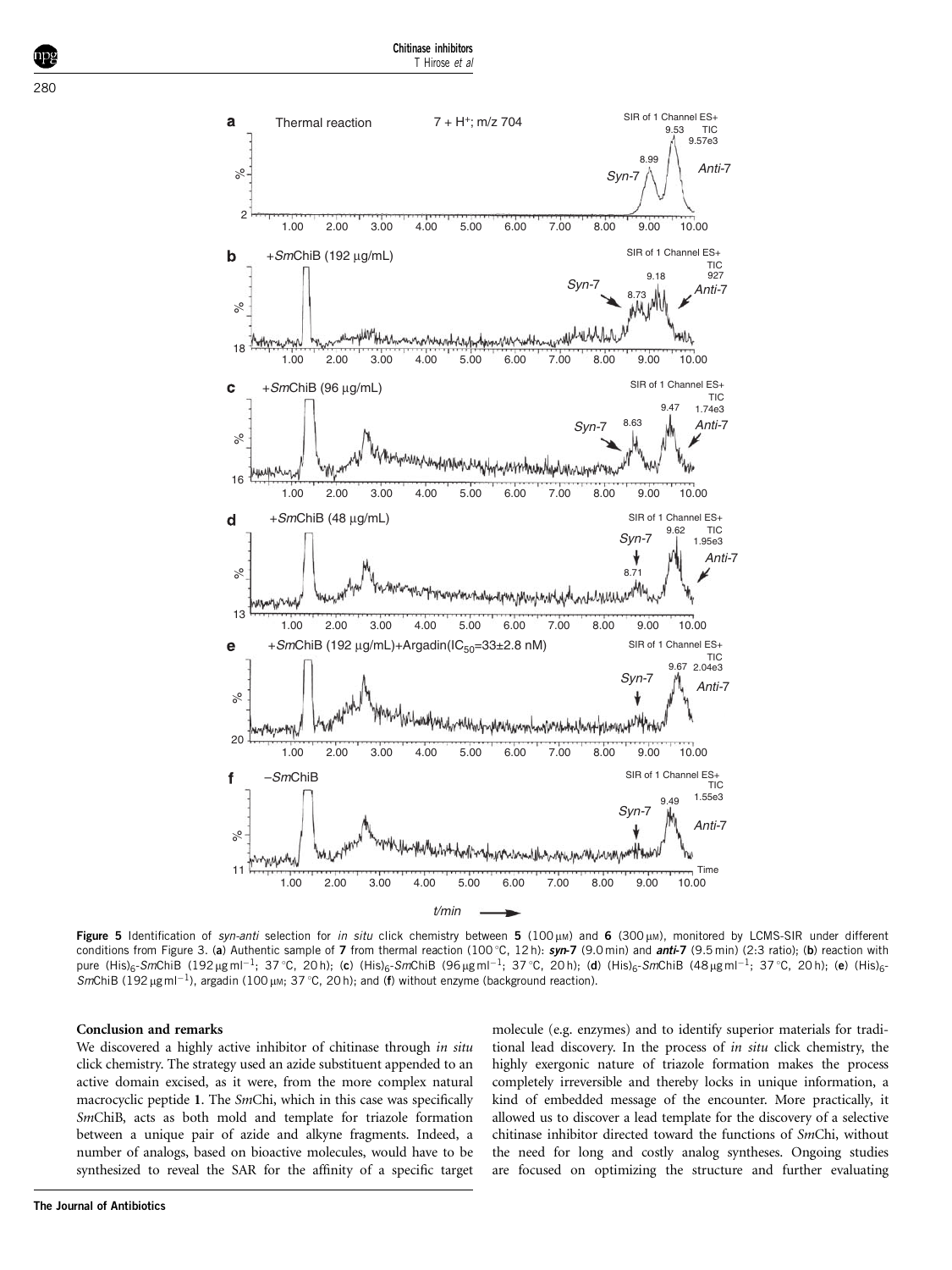**Figure 5** Identification of *syn-anti* selection for *in situ* click chemistry between **5** (100 μM) and **6** (300 μM), monitored by LCMS-SIR under different conditions from Figure 3. (**a**) Authentic sample of **7** from thermal reaction (100 °C, 12 h): ***syn*-7** (9.0 min) and ***anti*-7** (9.5 min) (2:3 ratio); (**b**) reaction with pure $(His)_6$-*Sm*ChiB (192 μg ml$^{-1}$; 37 °C, 20 h); (**c**) $(His)_6$-*Sm*ChiB (96 μg ml$^{-1}$; 37 °C, 20 h); (**d**) $(His)_6$-*Sm*ChiB (48 μg ml$^{-1}$; 37 °C, 20 h); (**e**) $(His)_6$-*Sm*ChiB (192 μg ml$^{-1}$), argadin (100 μM; 37 °C, 20 h); and (**f**) without enzyme (background reaction).

## Conclusion and remarks

We discovered a highly active inhibitor of chitinase through *in situ* click chemistry. The strategy used an azide substituent appended to an active domain excised, as it were, from the more complex natural macrocyclic peptide **1**. The *Sm*Chi, which in this case was specifically *Sm*ChiB, acts as both mold and template for triazole formation between a unique pair of azide and alkyne fragments. Indeed, a number of analogs, based on bioactive molecules, would have to be synthesized to reveal the SAR for the affinity of a specific target molecule (e.g. enzymes) and to identify superior materials for traditional lead discovery. In the process of *in situ* click chemistry, the highly exergonic nature of triazole formation makes the process completely irreversible and thereby locks in unique information, a kind of embedded message of the encounter. More practically, it allowed us to discover a lead template for the discovery of a selective chitinase inhibitor directed toward the functions of *Sm*Chi, without the need for long and costly analog syntheses. Ongoing studies are focused on optimizing the structure and further evaluating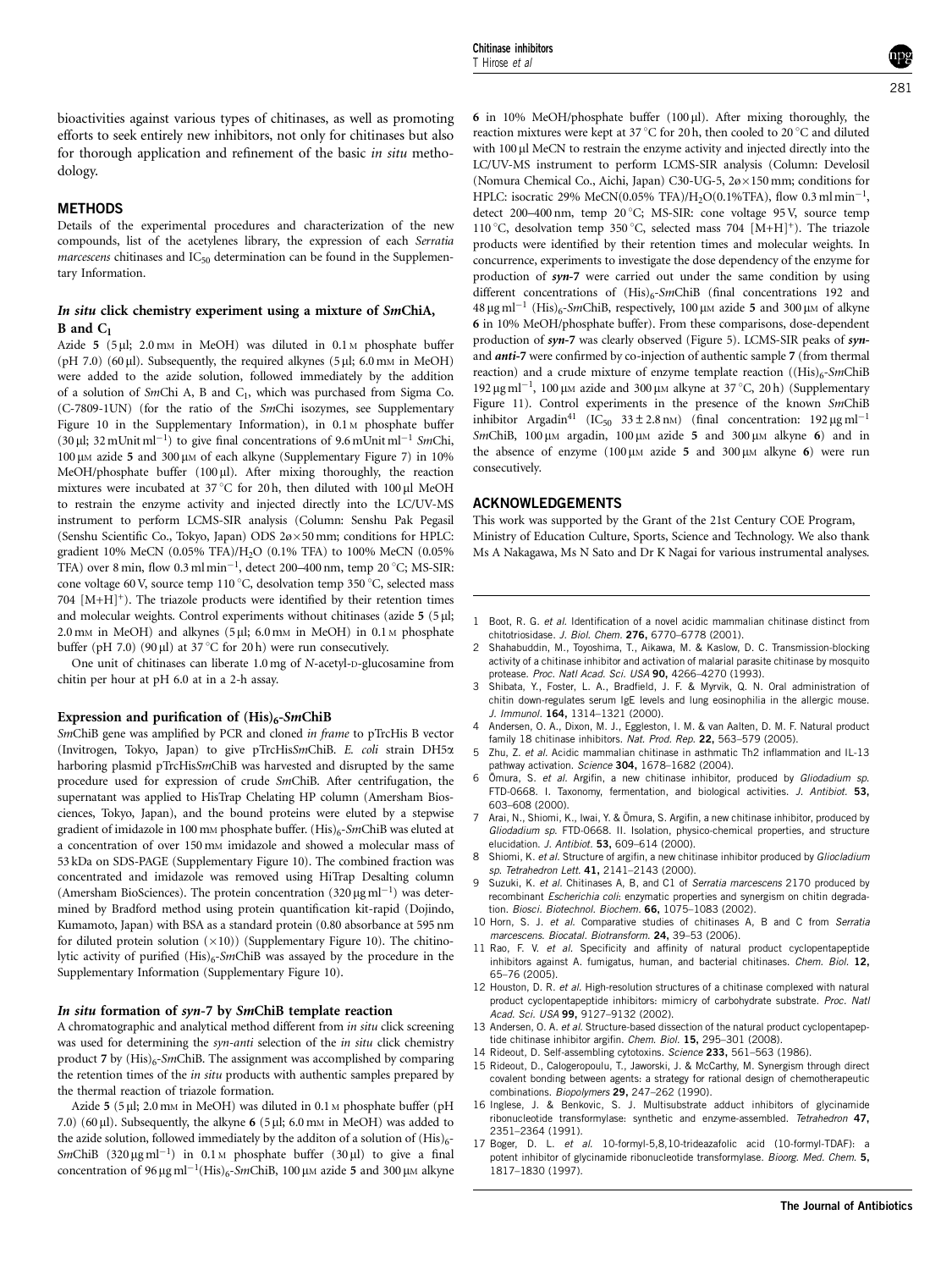bioactivities against various types of chitinases, as well as promoting efforts to seek entirely new inhibitors, not only for chitinases but also for thorough application and refinement of the basic *in situ* methodology.

## METHODS

Details of the experimental procedures and characterization of the new compounds, list of the acetylenes library, the expression of each *Serratia marcescens* chitinases and $IC_{50}$ determination can be found in the Supplementary Information.

### *In situ* click chemistry experiment using a mixture of *Sm*ChiA, B and $C_1$

Azide **5** (5 μl; 2.0 mM in MeOH) was diluted in 0.1 M phosphate buffer (pH 7.0) (60 μl). Subsequently, the required alkynes (5 μl; 6.0 mM in MeOH) were added to the azide solution, followed immediately by the addition of a solution of *Sm*Chi A, B and $C_1$, which was purchased from Sigma Co. (C-7809-1UN) (for the ratio of the *Sm*Chi isozymes, see Supplementary Figure 10 in the Supplementary Information), in 0.1 M phosphate buffer (30 μl; 32 mUnit $ml^{-1}$) to give final concentrations of 9.6 mUnit $ml^{-1}$ *Sm*Chi, 100 μM azide **5** and 300 μM of each alkyne (Supplementary Figure 7) in 10% MeOH/phosphate buffer (100 μl). After mixing thoroughly, the reaction mixtures were incubated at 37 °C for 20 h, then diluted with 100 μl MeOH to restrain the enzyme activity and injected directly into the LC/UV-MS instrument to perform LCMS-SIR analysis (Column: Senshu Pak Pegasil (Senshu Scientific Co., Tokyo, Japan) ODS 2ø×50 mm; conditions for HPLC: gradient 10% MeCN (0.05% TFA)/$H_2O$ (0.1% TFA) to 100% MeCN (0.05% TFA) over 8 min, flow 0.3 ml $min^{-1}$, detect 200–400 nm, temp 20 °C; MS-SIR: cone voltage 60 V, source temp 110 °C, desolvation temp 350 °C, selected mass 704 $[M+H]^+$). The triazole products were identified by their retention times and molecular weights. Control experiments without chitinases (azide **5** (5 μl; 2.0 mM in MeOH) and alkynes (5 μl; 6.0 mM in MeOH) in 0.1 M phosphate buffer (pH 7.0) (90 μl) at 37 °C for 20 h) were run consecutively.

One unit of chitinases can liberate 1.0 mg of *N*-acetyl-D-glucosamine from chitin per hour at pH 6.0 at in a 2-h assay.

### Expression and purification of $(His)_6$-*Sm*ChiB

*Sm*ChiB gene was amplified by PCR and cloned *in frame* to pTrcHis B vector (Invitrogen, Tokyo, Japan) to give pTrcHis*Sm*ChiB. *E. coli* strain DH5α harboring plasmid pTrcHis*Sm*ChiB was harvested and disrupted by the same procedure used for expression of crude *Sm*ChiB. After centrifugation, the supernatant was applied to HisTrap Chelating HP column (Amersham Biosciences, Tokyo, Japan), and the bound proteins were eluted by a stepwise gradient of imidazole in 100 mM phosphate buffer. $(His)_6$-*Sm*ChiB was eluted at a concentration of over 150 mM imidazole and showed a molecular mass of 53 kDa on SDS-PAGE (Supplementary Figure 10). The combined fraction was concentrated and imidazole was removed using HiTrap Desalting column (Amersham BioSciences). The protein concentration (320 μg $ml^{-1}$) was determined by Bradford method using protein quantification kit-rapid (Dojindo, Kumamoto, Japan) with BSA as a standard protein (0.80 absorbance at 595 nm for diluted protein solution (×10)) (Supplementary Figure 10). The chitinolytic activity of purified $(His)_6$-*Sm*ChiB was assayed by the procedure in the Supplementary Information (Supplementary Figure 10).

### *In situ* formation of *syn*-7 by *Sm*ChiB template reaction

A chromatographic and analytical method different from *in situ* click screening was used for determining the *syn-anti* selection of the *in situ* click chemistry product **7** by $(His)_6$-*Sm*ChiB. The assignment was accomplished by comparing the retention times of the *in situ* products with authentic samples prepared by the thermal reaction of triazole formation.

Azide **5** (5 μl; 2.0 mM in MeOH) was diluted in 0.1 M phosphate buffer (pH 7.0) (60 μl). Subsequently, the alkyne **6** (5 μl; 6.0 mM in MeOH) was added to the azide solution, followed immediately by the additon of a solution of $(His)_6$-*Sm*ChiB (320 μg $ml^{-1}$) in 0.1 M phosphate buffer (30 μl) to give a final concentration of 96 μg $ml^{-1}$ $(His)_6$-*Sm*ChiB, 100 μM azide **5** and 300 μM alkyne **6** in 10% MeOH/phosphate buffer (100 μl). After mixing thoroughly, the reaction mixtures were kept at 37 °C for 20 h, then cooled to 20 °C and diluted with 100 μl MeCN to restrain the enzyme activity and injected directly into the LC/UV-MS instrument to perform LCMS-SIR analysis (Column: Develosil (Nomura Chemical Co., Aichi, Japan) C30-UG-5, 2ø×150 mm; conditions for HPLC: isocratic 29% MeCN(0.05% TFA)/$H_2O$(0.1%TFA), flow 0.3 ml $min^{-1}$, detect 200–400 nm, temp 20 °C; MS-SIR: cone voltage 95 V, source temp 110 °C, desolvation temp 350 °C, selected mass 704 $[M+H]^+$). The triazole products were identified by their retention times and molecular weights. In concurrence, experiments to investigate the dose dependency of the enzyme for production of ***syn*-7** were carried out under the same condition by using different concentrations of $(His)_6$-*Sm*ChiB (final concentrations 192 and 48 μg $ml^{-1}$ $(His)_6$-*Sm*ChiB, respectively, 100 μM azide **5** and 300 μM of alkyne **6** in 10% MeOH/phosphate buffer). From these comparisons, dose-dependent production of ***syn*-7** was clearly observed (Figure 5). LCMS-SIR peaks of ***syn***- and ***anti*-7** were confirmed by co-injection of authentic sample **7** (from thermal reaction) and a crude mixture of enzyme template reaction ($(His)_6$-*Sm*ChiB 192 μg $ml^{-1}$, 100 μM azide and 300 μM alkyne at 37 °C, 20 h) (Supplementary Figure 11). Control experiments in the presence of the known *Sm*ChiB inhibitor Argadin[41] ($IC_{50}$ 33±2.8 nM) (final concentration: 192 μg $ml^{-1}$ *Sm*ChiB, 100 μM argadin, 100 μM azide **5** and 300 μM alkyne **6**) and in the absence of enzyme (100 μM azide **5** and 300 μM alkyne **6**) were run consecutively.

## ACKNOWLEDGEMENTS

This work was supported by the Grant of the 21st Century COE Program, Ministry of Education Culture, Sports, Science and Technology. We also thank Ms A Nakagawa, Ms N Sato and Dr K Nagai for various instrumental analyses.

1. Boot, R. G. *et al.* Identification of a novel acidic mammalian chitinase distinct from chitotriosidase. *J. Biol. Chem.* **276,** 6770–6778 (2001).
2. Shahabuddin, M., Toyoshima, T., Aikawa, M. & Kaslow, D. C. Transmission-blocking activity of a chitinase inhibitor and activation of malarial parasite chitinase by mosquito protease. *Proc. Natl Acad. Sci. USA* **90,** 4266–4270 (1993).
3. Shibata, Y., Foster, L. A., Bradfield, J. F. & Myrvik, Q. N. Oral administration of chitin down-regulates serum IgE levels and lung eosinophilia in the allergic mouse. *J. Immunol.* **164,** 1314–1321 (2000).
4. Andersen, O. A., Dixon, M. J., Eggleston, I. M. & van Aalten, D. M. F. Natural product family 18 chitinase inhibitors. *Nat. Prod. Rep.* **22,** 563–579 (2005).
5. Zhu, Z. *et al.* Acidic mammalian chitinase in asthmatic Th2 inflammation and IL-13 pathway activation. *Science* **304,** 1678–1682 (2004).
6. Ōmura, S. *et al.* Argifin, a new chitinase inhibitor, produced by *Gliodadium sp.* FTD-0668. I. Taxonomy, fermentation, and biological activities. *J. Antibiot.* **53,** 603–608 (2000).
7. Arai, N., Shiomi, K., Iwai, Y. & Ōmura, S. Argifin, a new chitinase inhibitor, produced by *Gliodadium sp.* FTD-0668. II. Isolation, physico-chemical properties, and structure elucidation. *J. Antibiot.* **53,** 609–614 (2000).
8. Shiomi, K. *et al.* Structure of argifin, a new chitinase inhibitor produced by *Gliocladium sp. Tetrahedron Lett.* **41,** 2141–2143 (2000).
9. Suzuki, K. *et al.* Chitinases A, B, and C1 of *Serratia marcescens* 2170 produced by recombinant *Escherichia coli*: enzymatic properties and synergism on chitin degradation. *Biosci. Biotechnol. Biochem.* **66,** 1075–1083 (2002).
10. Horn, S. J. *et al.* Comparative studies of chitinases A, B and C from *Serratia marcescens*. *Biocatal. Biotransform.* **24,** 39–53 (2006).
11. Rao, F. V. *et al.* Specificity and affinity of natural product cyclopentapeptide inhibitors against A. fumigatus, human, and bacterial chitinases. *Chem. Biol.* **12,** 65–76 (2005).
12. Houston, D. R. *et al.* High-resolution structures of a chitinase complexed with natural product cyclopentapeptide inhibitors: mimicry of carbohydrate substrate. *Proc. Natl Acad. Sci. USA* **99,** 9127–9132 (2002).
13. Andersen, O. A. *et al.* Structure-based dissection of the natural product cyclopentapeptide chitinase inhibitor argifin. *Chem. Biol.* **15,** 295–301 (2008).
14. Rideout, D. Self-assembling cytotoxins. *Science* **233,** 561–563 (1986).
15. Rideout, D., Calogeropoulu, T., Jaworski, J. & McCarthy, M. Synergism through direct covalent bonding between agents: a strategy for rational design of chemotherapeutic combinations. *Biopolymers* **29,** 247–262 (1990).
16. Inglese, J. & Benkovic, S. J. Multisubstrate adduct inhibitors of glycinamide ribonucleotide transformylase: synthetic and enzyme-assembled. *Tetrahedron* **47,** 2351–2364 (1991).
17. Boger, D. L. *et al.* 10-formyl-5,8,10-trideazafolic acid (10-formyl-TDAF): a potent inhibitor of glycinamide ribonucleotide transformylase. *Bioorg. Med. Chem.* **5,** 1817–1830 (1997).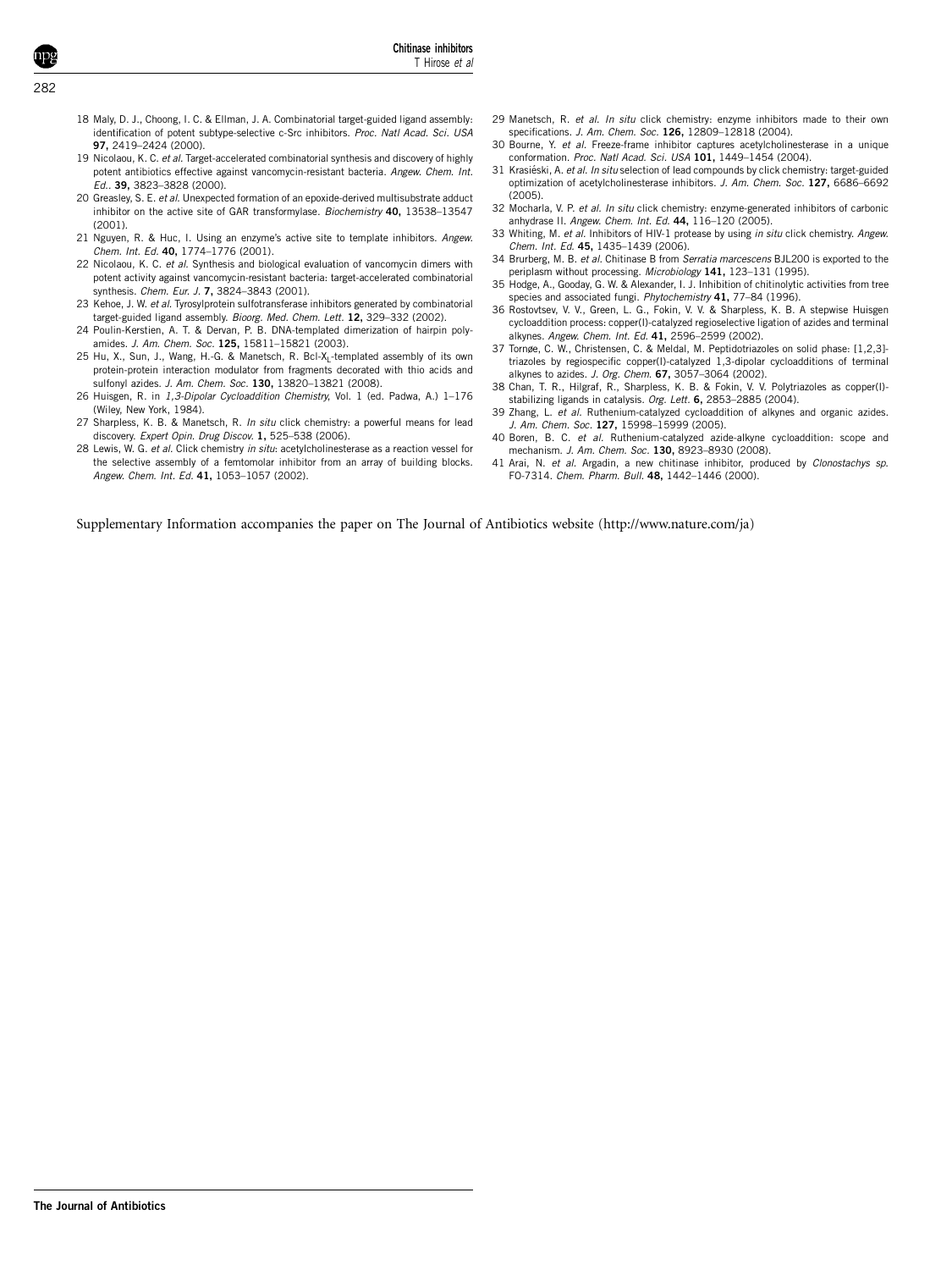18 Maly, D. J., Choong, I. C. & Ellman, J. A. Combinatorial target-guided ligand assembly: identification of potent subtype-selective c-Src inhibitors. *Proc. Natl Acad. Sci. USA* **97,** 2419–2424 (2000).

19 Nicolaou, K. C. *et al.* Target-accelerated combinatorial synthesis and discovery of highly potent antibiotics effective against vancomycin-resistant bacteria. *Angew. Chem. Int. Ed.*. **39,** 3823–3828 (2000).

20 Greasley, S. E. *et al.* Unexpected formation of an epoxide-derived multisubstrate adduct inhibitor on the active site of GAR transformylase. *Biochemistry* **40,** 13538–13547 (2001).

21 Nguyen, R. & Huc, I. Using an enzyme's active site to template inhibitors. *Angew. Chem. Int. Ed.* **40,** 1774–1776 (2001).

22 Nicolaou, K. C. *et al.* Synthesis and biological evaluation of vancomycin dimers with potent activity against vancomycin-resistant bacteria: target-accelerated combinatorial synthesis. *Chem. Eur. J.* **7,** 3824–3843 (2001).

23 Kehoe, J. W. *et al.* Tyrosylprotein sulfotransferase inhibitors generated by combinatorial target-guided ligand assembly. *Bioorg. Med. Chem. Lett.* **12,** 329–332 (2002).

24 Poulin-Kerstien, A. T. & Dervan, P. B. DNA-templated dimerization of hairpin polyamides. *J. Am. Chem. Soc.* **125,** 15811–15821 (2003).

25 Hu, X., Sun, J., Wang, H.-G. & Manetsch, R. Bcl-$X_L$-templated assembly of its own protein-protein interaction modulator from fragments decorated with thio acids and sulfonyl azides. *J. Am. Chem. Soc.* **130,** 13820–13821 (2008).

26 Huisgen, R. in *1,3-Dipolar Cycloaddition Chemistry*, Vol. 1 (ed. Padwa, A.) 1–176 (Wiley, New York, 1984).

27 Sharpless, K. B. & Manetsch, R. *In situ* click chemistry: a powerful means for lead discovery. *Expert Opin. Drug Discov.* **1,** 525–538 (2006).

28 Lewis, W. G. *et al.* Click chemistry *in situ*: acetylcholinesterase as a reaction vessel for the selective assembly of a femtomolar inhibitor from an array of building blocks. *Angew. Chem. Int. Ed.* **41,** 1053–1057 (2002).

29 Manetsch, R. *et al. In situ* click chemistry: enzyme inhibitors made to their own specifications. *J. Am. Chem. Soc.* **126,** 12809–12818 (2004).

30 Bourne, Y. *et al.* Freeze-frame inhibitor captures acetylcholinesterase in a unique conformation. *Proc. Natl Acad. Sci. USA* **101,** 1449–1454 (2004).

31 Krasiéski, A. *et al. In situ* selection of lead compounds by click chemistry: target-guided optimization of acetylcholinesterase inhibitors. *J. Am. Chem. Soc.* **127,** 6686–6692 (2005).

32 Mocharla, V. P. *et al. In situ* click chemistry: enzyme-generated inhibitors of carbonic anhydrase II. *Angew. Chem. Int. Ed.* **44,** 116–120 (2005).

33 Whiting, M. *et al.* Inhibitors of HIV-1 protease by using *in situ* click chemistry. *Angew. Chem. Int. Ed.* **45,** 1435–1439 (2006).

34 Brurberg, M. B. *et al.* Chitinase B from *Serratia marcescens* BJL200 is exported to the periplasm without processing. *Microbiology* **141,** 123–131 (1995).

35 Hodge, A., Gooday, G. W. & Alexander, I. J. Inhibition of chitinolytic activities from tree species and associated fungi. *Phytochemistry* **41,** 77–84 (1996).

36 Rostovtsev, V. V., Green, L. G., Fokin, V. V. & Sharpless, K. B. A stepwise Huisgen cycloaddition process: copper(I)-catalyzed regioselective ligation of azides and terminal alkynes. *Angew. Chem. Int. Ed.* **41,** 2596–2599 (2002).

37 Tornøe, C. W., Christensen, C. & Meldal, M. Peptidotriazoles on solid phase: [1,2,3]-triazoles by regiospecific copper(I)-catalyzed 1,3-dipolar cycloadditions of terminal alkynes to azides. *J. Org. Chem.* **67,** 3057–3064 (2002).

38 Chan, T. R., Hilgraf, R., Sharpless, K. B. & Fokin, V. V. Polytriazoles as copper(I)-stabilizing ligands in catalysis. *Org. Lett.* **6,** 2853–2885 (2004).

39 Zhang, L. *et al.* Ruthenium-catalyzed cycloaddition of alkynes and organic azides. *J. Am. Chem. Soc.* **127,** 15998–15999 (2005).

40 Boren, B. C. *et al.* Ruthenium-catalyzed azide-alkyne cycloaddition: scope and mechanism. *J. Am. Chem. Soc.* **130,** 8923–8930 (2008).

41 Arai, N. *et al.* Argadin, a new chitinase inhibitor, produced by *Clonostachys sp.* FO-7314. *Chem. Pharm. Bull.* **48,** 1442–1446 (2000).

Supplementary Information accompanies the paper on The Journal of Antibiotics website (http://www.nature.com/ja)